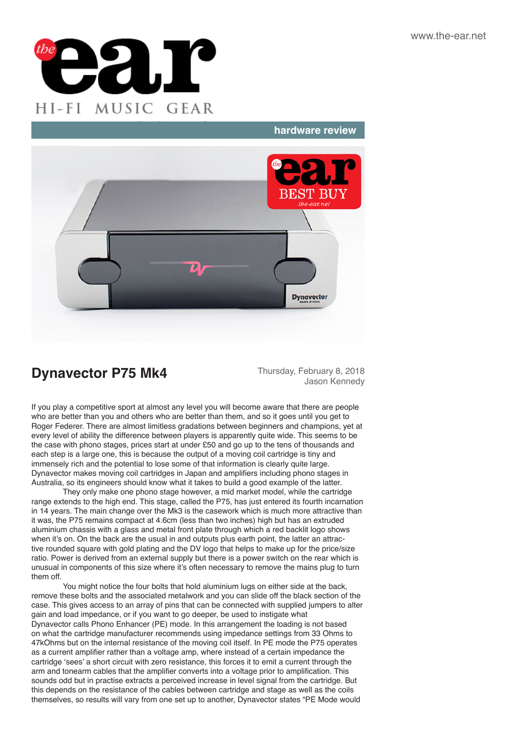hardware review

# Dynavector P75 Mk4

Thursday, February 8, 2018
Jason Kennedy

If you play a competitive sport at almost any level you will become aware that there are people who are better than you and others who are better than them, and so it goes until you get to Roger Federer. There are almost limitless gradations between beginners and champions, yet at every level of ability the difference between players is apparently quite wide. This seems to be the case with phono stages, prices start at under £50 and go up to the tens of thousands and each step is a large one, this is because the output of a moving coil cartridge is tiny and immensely rich and the potential to lose some of that information is clearly quite large. Dynavector makes moving coil cartridges in Japan and amplifiers including phono stages in Australia, so its engineers should know what it takes to build a good example of the latter.

They only make one phono stage however, a mid market model, while the cartridge range extends to the high end. This stage, called the P75, has just entered its fourth incarnation in 14 years. The main change over the Mk3 is the casework which is much more attractive than it was, the P75 remains compact at 4.6cm (less than two inches) high but has an extruded aluminium chassis with a glass and metal front plate through which a red backlit logo shows when it's on. On the back are the usual in and outputs plus earth point, the latter an attractive rounded square with gold plating and the DV logo that helps to make up for the price/size ratio. Power is derived from an external supply but there is a power switch on the rear which is unusual in components of this size where it's often necessary to remove the mains plug to turn them off.

You might notice the four bolts that hold aluminium lugs on either side at the back, remove these bolts and the associated metalwork and you can slide off the black section of the case. This gives access to an array of pins that can be connected with supplied jumpers to alter gain and load impedance, or if you want to go deeper, be used to instigate what Dynavector calls Phono Enhancer (PE) mode. In this arrangement the loading is not based on what the cartridge manufacturer recommends using impedance settings from 33 Ohms to 47kOhms but on the internal resistance of the moving coil itself. In PE mode the P75 operates as a current amplifier rather than a voltage amp, where instead of a certain impedance the cartridge 'sees' a short circuit with zero resistance, this forces it to emit a current through the arm and tonearm cables that the amplifier converts into a voltage prior to amplification. This sounds odd but in practise extracts a perceived increase in level signal from the cartridge. But this depends on the resistance of the cables between cartridge and stage as well as the coils themselves, so results will vary from one set up to another, Dynavector states "PE Mode would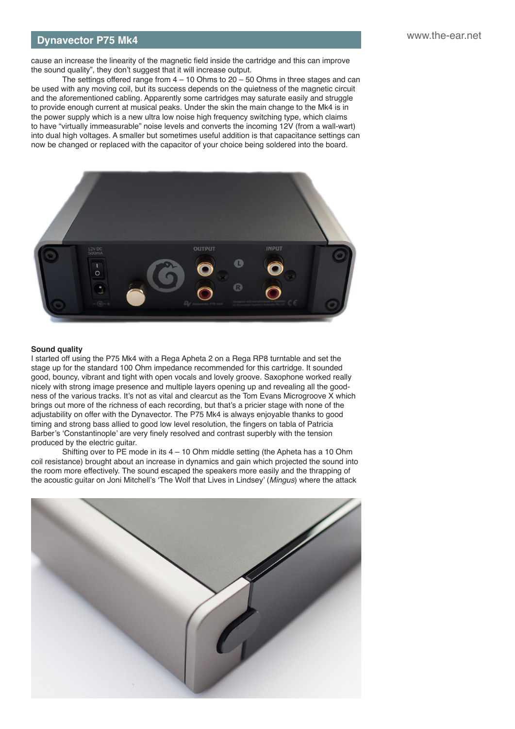cause an increase the linearity of the magnetic field inside the cartridge and this can improve the sound quality", they don't suggest that it will increase output.

The settings offered range from 4 – 10 Ohms to 20 – 50 Ohms in three stages and can be used with any moving coil, but its success depends on the quietness of the magnetic circuit and the aforementioned cabling. Apparently some cartridges may saturate easily and struggle to provide enough current at musical peaks. Under the skin the main change to the Mk4 is in the power supply which is a new ultra low noise high frequency switching type, which claims to have "virtually immeasurable" noise levels and converts the incoming 12V (from a wall-wart) into dual high voltages. A smaller but sometimes useful addition is that capacitance settings can now be changed or replaced with the capacitor of your choice being soldered into the board.

**Sound quality**

I started off using the P75 Mk4 with a Rega Apheta 2 on a Rega RP8 turntable and set the stage up for the standard 100 Ohm impedance recommended for this cartridge. It sounded good, bouncy, vibrant and tight with open vocals and lovely groove. Saxophone worked really nicely with strong image presence and multiple layers opening up and revealing all the goodness of the various tracks. It's not as vital and clearcut as the Tom Evans Microgroove X which brings out more of the richness of each recording, but that's a pricier stage with none of the adjustability on offer with the Dynavector. The P75 Mk4 is always enjoyable thanks to good timing and strong bass allied to good low level resolution, the fingers on tabla of Patricia Barber's 'Constantinople' are very finely resolved and contrast superbly with the tension produced by the electric guitar.

Shifting over to PE mode in its 4 – 10 Ohm middle setting (the Apheta has a 10 Ohm coil resistance) brought about an increase in dynamics and gain which projected the sound into the room more effectively. The sound escaped the speakers more easily and the thrapping of the acoustic guitar on Joni Mitchell's 'The Wolf that Lives in Lindsey' (*Mingus*) where the attack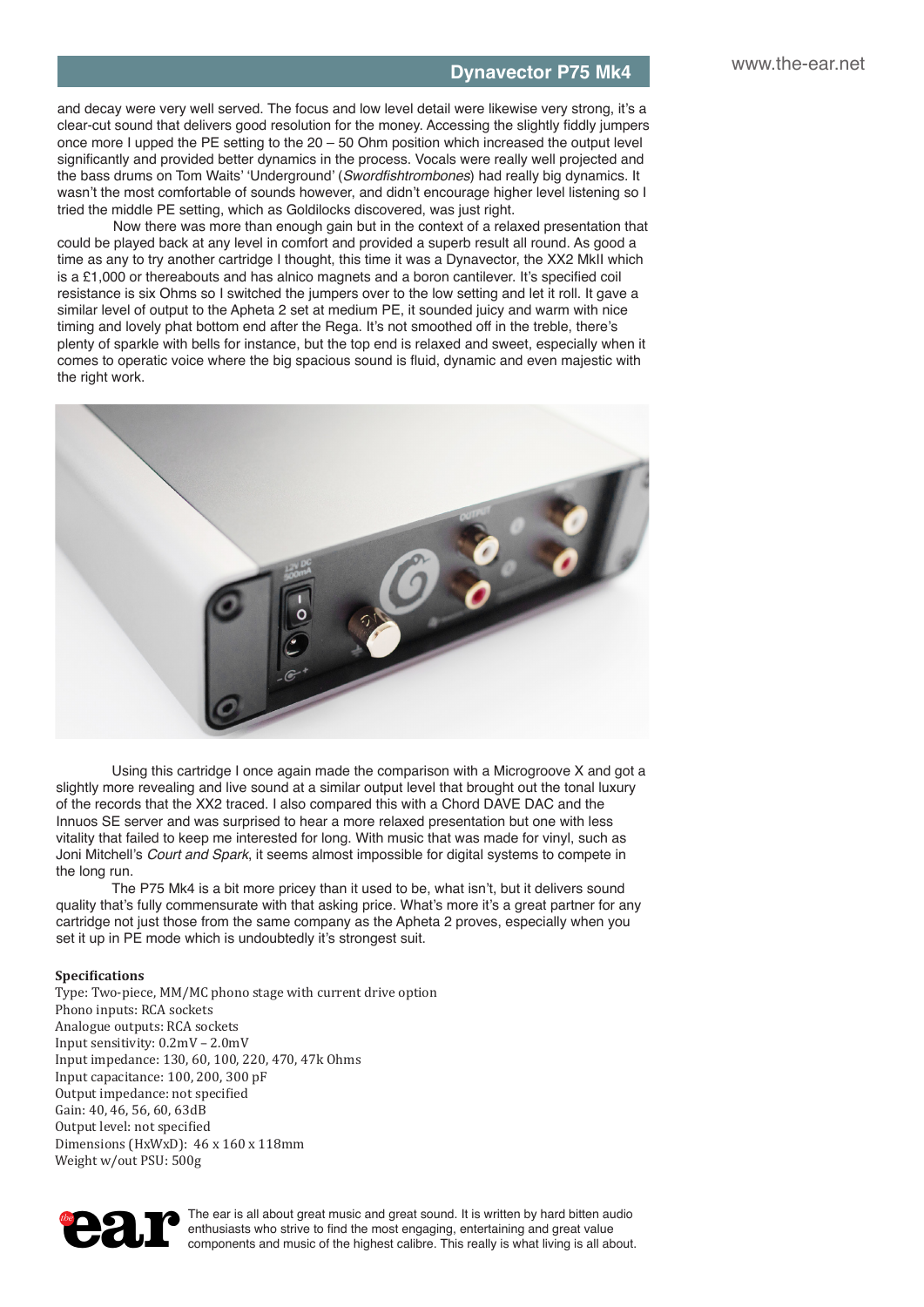and decay were very well served. The focus and low level detail were likewise very strong, it's a clear-cut sound that delivers good resolution for the money. Accessing the slightly fiddly jumpers once more I upped the PE setting to the 20 – 50 Ohm position which increased the output level significantly and provided better dynamics in the process. Vocals were really well projected and the bass drums on Tom Waits' 'Underground' (*Swordfishtrombones*) had really big dynamics. It wasn't the most comfortable of sounds however, and didn't encourage higher level listening so I tried the middle PE setting, which as Goldilocks discovered, was just right.

Now there was more than enough gain but in the context of a relaxed presentation that could be played back at any level in comfort and provided a superb result all round. As good a time as any to try another cartridge I thought, this time it was a Dynavector, the XX2 MkII which is a £1,000 or thereabouts and has alnico magnets and a boron cantilever. It's specified coil resistance is six Ohms so I switched the jumpers over to the low setting and let it roll. It gave a similar level of output to the Apheta 2 set at medium PE, it sounded juicy and warm with nice timing and lovely phat bottom end after the Rega. It's not smoothed off in the treble, there's plenty of sparkle with bells for instance, but the top end is relaxed and sweet, especially when it comes to operatic voice where the big spacious sound is fluid, dynamic and even majestic with the right work.

Using this cartridge I once again made the comparison with a Microgroove X and got a slightly more revealing and live sound at a similar output level that brought out the tonal luxury of the records that the XX2 traced. I also compared this with a Chord DAVE DAC and the Innuos SE server and was surprised to hear a more relaxed presentation but one with less vitality that failed to keep me interested for long. With music that was made for vinyl, such as Joni Mitchell's *Court and Spark*, it seems almost impossible for digital systems to compete in the long run.

The P75 Mk4 is a bit more pricey than it used to be, what isn't, but it delivers sound quality that's fully commensurate with that asking price. What's more it's a great partner for any cartridge not just those from the same company as the Apheta 2 proves, especially when you set it up in PE mode which is undoubtedly it's strongest suit.

**Specifications**

Type: Two-piece, MM/MC phono stage with current drive option
Phono inputs: RCA sockets
Analogue outputs: RCA sockets
Input sensitivity: 0.2mV – 2.0mV
Input impedance: 130, 60, 100, 220, 470, 47k Ohms
Input capacitance: 100, 200, 300 pF
Output impedance: not specified
Gain: 40, 46, 56, 60, 63dB
Output level: not specified
Dimensions (HxWxD): 46 x 160 x 118mm
Weight w/out PSU: 500g

The ear is all about great music and great sound. It is written by hard bitten audio enthusiasts who strive to find the most engaging, entertaining and great value components and music of the highest calibre. This really is what living is all about.